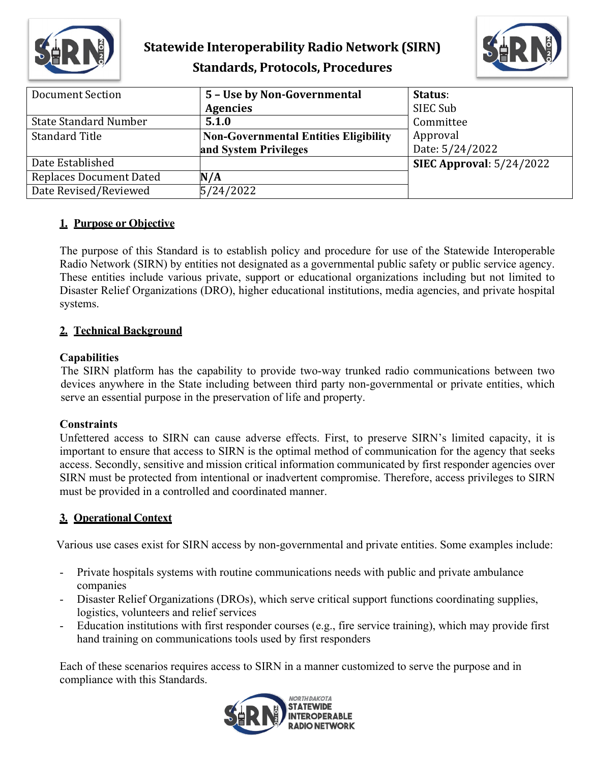# Statewide Interoperability Radio Network (SIRN)
## Standards, Protocols, Procedures

| Document Section | **5 – Use by Non-Governmental Agencies** | **Status**: SIEC Sub Committee Approval Date: 5/24/2022 |
|---|---|---|
| State Standard Number | **5.1.0** | |
| Standard Title | **Non-Governmental Entities Eligibility and System Privileges** | |
| Date Established | | **SIEC Approval**: 5/24/2022 |
| Replaces Document Dated | **N/A** | |
| Date Revised/Reviewed | 5/24/2022 | |

## 1. Purpose or Objective

The purpose of this Standard is to establish policy and procedure for use of the Statewide Interoperable Radio Network (SIRN) by entities not designated as a governmental public safety or public service agency. These entities include various private, support or educational organizations including but not limited to Disaster Relief Organizations (DRO), higher educational institutions, media agencies, and private hospital systems.

## 2. Technical Background

### Capabilities

The SIRN platform has the capability to provide two-way trunked radio communications between two devices anywhere in the State including between third party non-governmental or private entities, which serve an essential purpose in the preservation of life and property.

### Constraints

Unfettered access to SIRN can cause adverse effects. First, to preserve SIRN's limited capacity, it is important to ensure that access to SIRN is the optimal method of communication for the agency that seeks access. Secondly, sensitive and mission critical information communicated by first responder agencies over SIRN must be protected from intentional or inadvertent compromise. Therefore, access privileges to SIRN must be provided in a controlled and coordinated manner.

## 3. Operational Context

Various use cases exist for SIRN access by non-governmental and private entities. Some examples include:

- Private hospitals systems with routine communications needs with public and private ambulance companies
- Disaster Relief Organizations (DROs), which serve critical support functions coordinating supplies, logistics, volunteers and relief services
- Education institutions with first responder courses (e.g., fire service training), which may provide first hand training on communications tools used by first responders

Each of these scenarios requires access to SIRN in a manner customized to serve the purpose and in compliance with this Standards.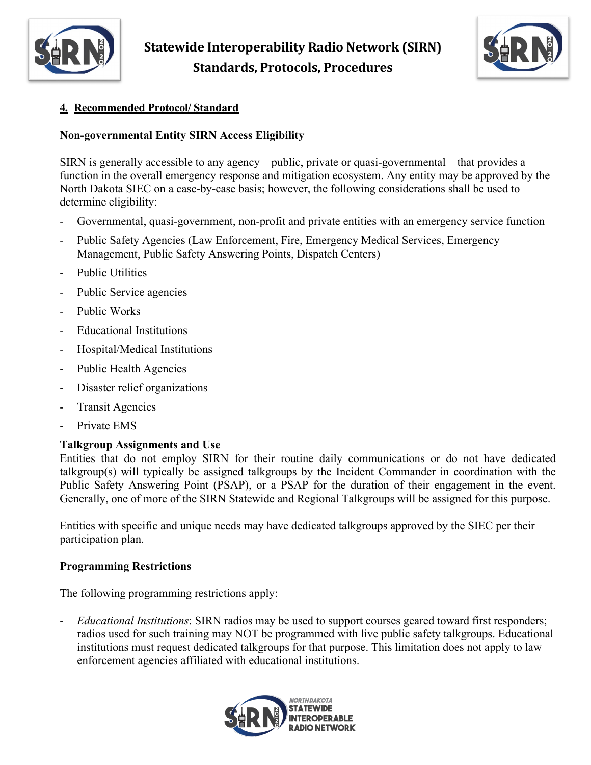## 4. Recommended Protocol/ Standard

**Non-governmental Entity SIRN Access Eligibility**

SIRN is generally accessible to any agency—public, private or quasi-governmental—that provides a function in the overall emergency response and mitigation ecosystem. Any entity may be approved by the North Dakota SIEC on a case-by-case basis; however, the following considerations shall be used to determine eligibility:

- Governmental, quasi-government, non-profit and private entities with an emergency service function
- Public Safety Agencies (Law Enforcement, Fire, Emergency Medical Services, Emergency Management, Public Safety Answering Points, Dispatch Centers)
- Public Utilities
- Public Service agencies
- Public Works
- Educational Institutions
- Hospital/Medical Institutions
- Public Health Agencies
- Disaster relief organizations
- Transit Agencies
- Private EMS

**Talkgroup Assignments and Use**

Entities that do not employ SIRN for their routine daily communications or do not have dedicated talkgroup(s) will typically be assigned talkgroups by the Incident Commander in coordination with the Public Safety Answering Point (PSAP), or a PSAP for the duration of their engagement in the event. Generally, one of more of the SIRN Statewide and Regional Talkgroups will be assigned for this purpose.

Entities with specific and unique needs may have dedicated talkgroups approved by the SIEC per their participation plan.

**Programming Restrictions**

The following programming restrictions apply:

- *Educational Institutions*: SIRN radios may be used to support courses geared toward first responders; radios used for such training may NOT be programmed with live public safety talkgroups. Educational institutions must request dedicated talkgroups for that purpose. This limitation does not apply to law enforcement agencies affiliated with educational institutions.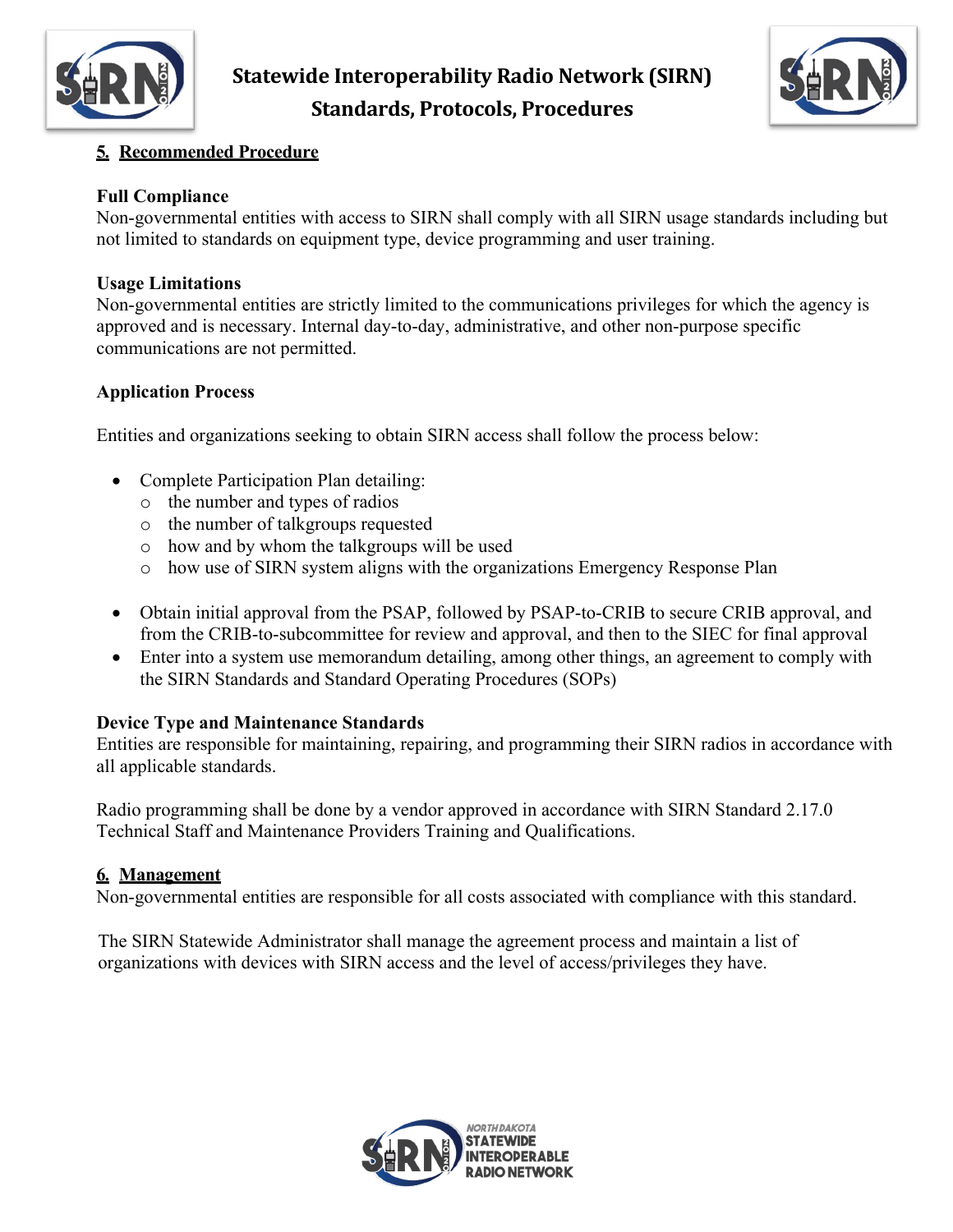## 5. Recommended Procedure

**Full Compliance**
Non-governmental entities with access to SIRN shall comply with all SIRN usage standards including but not limited to standards on equipment type, device programming and user training.

**Usage Limitations**
Non-governmental entities are strictly limited to the communications privileges for which the agency is approved and is necessary. Internal day-to-day, administrative, and other non-purpose specific communications are not permitted.

**Application Process**

Entities and organizations seeking to obtain SIRN access shall follow the process below:

- Complete Participation Plan detailing:
  - the number and types of radios
  - the number of talkgroups requested
  - how and by whom the talkgroups will be used
  - how use of SIRN system aligns with the organizations Emergency Response Plan

- Obtain initial approval from the PSAP, followed by PSAP-to-CRIB to secure CRIB approval, and from the CRIB-to-subcommittee for review and approval, and then to the SIEC for final approval
- Enter into a system use memorandum detailing, among other things, an agreement to comply with the SIRN Standards and Standard Operating Procedures (SOPs)

**Device Type and Maintenance Standards**
Entities are responsible for maintaining, repairing, and programming their SIRN radios in accordance with all applicable standards.

Radio programming shall be done by a vendor approved in accordance with SIRN Standard 2.17.0 Technical Staff and Maintenance Providers Training and Qualifications.

## 6. Management
Non-governmental entities are responsible for all costs associated with compliance with this standard.

The SIRN Statewide Administrator shall manage the agreement process and maintain a list of organizations with devices with SIRN access and the level of access/privileges they have.